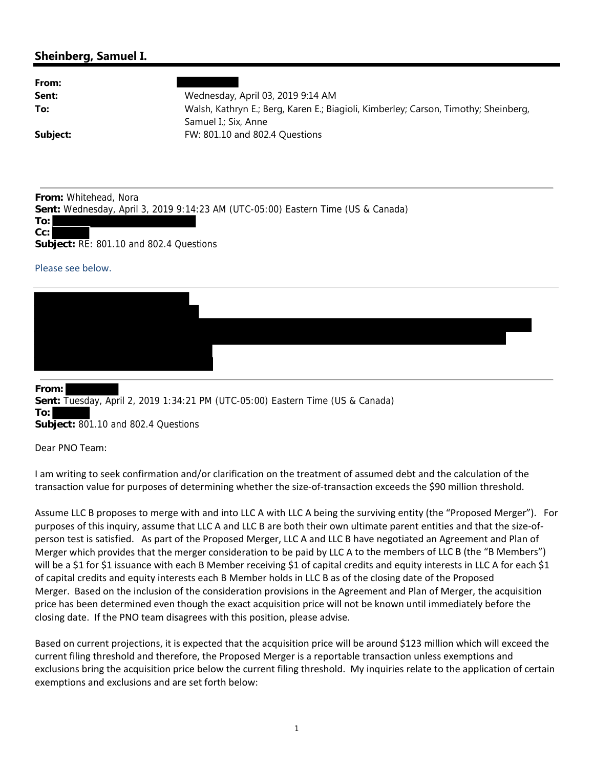## Sheinberg, Samuel I.

**From:**
**Sent:** Wednesday, April 03, 2019 9:14 AM
**To:** Walsh, Kathryn E.; Berg, Karen E.; Biagioli, Kimberley; Carson, Timothy; Sheinberg, Samuel I.; Six, Anne
**Subject:** FW: 801.10 and 802.4 Questions

---

**From:** Whitehead, Nora
**Sent:** Wednesday, April 3, 2019 9:14:23 AM (UTC-05:00) Eastern Time (US & Canada)
**To:**
**Cc:**
**Subject:** RE: 801.10 and 802.4 Questions

Please see below.

---

**From:**
**Sent:** Tuesday, April 2, 2019 1:34:21 PM (UTC-05:00) Eastern Time (US & Canada)
**To:**
**Subject:** 801.10 and 802.4 Questions

Dear PNO Team:

I am writing to seek confirmation and/or clarification on the treatment of assumed debt and the calculation of the transaction value for purposes of determining whether the size-of-transaction exceeds the $90 million threshold.

Assume LLC B proposes to merge with and into LLC A with LLC A being the surviving entity (the "Proposed Merger"). For purposes of this inquiry, assume that LLC A and LLC B are both their own ultimate parent entities and that the size-of-person test is satisfied. As part of the Proposed Merger, LLC A and LLC B have negotiated an Agreement and Plan of Merger which provides that the merger consideration to be paid by LLC A to the members of LLC B (the "B Members") will be a $1 for $1 issuance with each B Member receiving $1 of capital credits and equity interests in LLC A for each $1 of capital credits and equity interests each B Member holds in LLC B as of the closing date of the Proposed Merger. Based on the inclusion of the consideration provisions in the Agreement and Plan of Merger, the acquisition price has been determined even though the exact acquisition price will not be known until immediately before the closing date. If the PNO team disagrees with this position, please advise.

Based on current projections, it is expected that the acquisition price will be around $123 million which will exceed the current filing threshold and therefore, the Proposed Merger is a reportable transaction unless exemptions and exclusions bring the acquisition price below the current filing threshold. My inquiries relate to the application of certain exemptions and exclusions and are set forth below: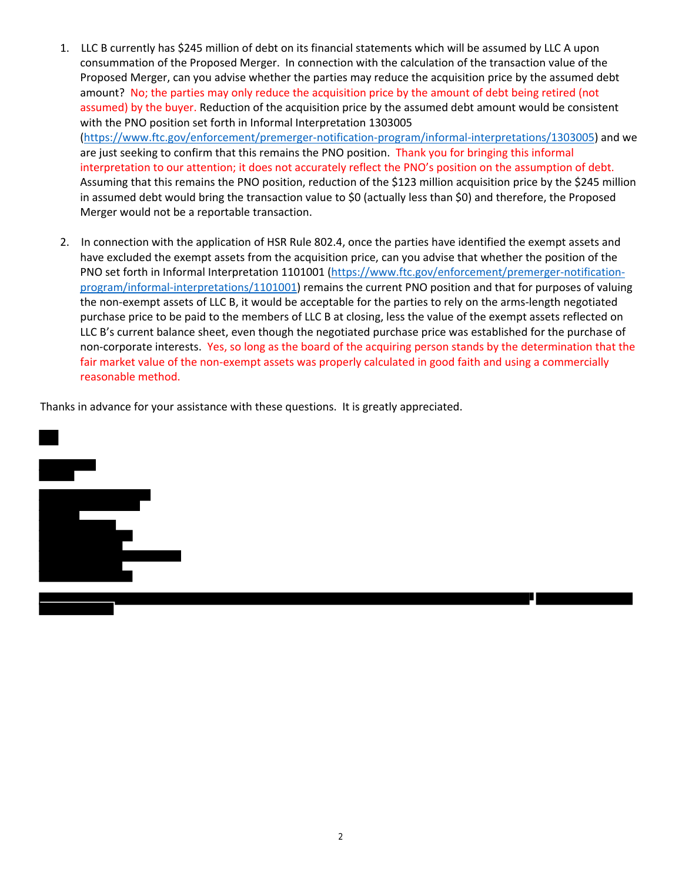1. LLC B currently has $245 million of debt on its financial statements which will be assumed by LLC A upon consummation of the Proposed Merger. In connection with the calculation of the transaction value of the Proposed Merger, can you advise whether the parties may reduce the acquisition price by the assumed debt amount? No; the parties may only reduce the acquisition price by the amount of debt being retired (not assumed) by the buyer. Reduction of the acquisition price by the assumed debt amount would be consistent with the PNO position set forth in Informal Interpretation 1303005 (https://www.ftc.gov/enforcement/premerger-notification-program/informal-interpretations/1303005) and we are just seeking to confirm that this remains the PNO position. Thank you for bringing this informal interpretation to our attention; it does not accurately reflect the PNO's position on the assumption of debt. Assuming that this remains the PNO position, reduction of the $123 million acquisition price by the $245 million in assumed debt would bring the transaction value to $0 (actually less than $0) and therefore, the Proposed Merger would not be a reportable transaction.

2. In connection with the application of HSR Rule 802.4, once the parties have identified the exempt assets and have excluded the exempt assets from the acquisition price, can you advise that whether the position of the PNO set forth in Informal Interpretation 1101001 (https://www.ftc.gov/enforcement/premerger-notification-program/informal-interpretations/1101001) remains the current PNO position and that for purposes of valuing the non-exempt assets of LLC B, it would be acceptable for the parties to rely on the arms-length negotiated purchase price to be paid to the members of LLC B at closing, less the value of the exempt assets reflected on LLC B's current balance sheet, even though the negotiated purchase price was established for the purchase of non-corporate interests. Yes, so long as the board of the acquiring person stands by the determination that the fair market value of the non-exempt assets was properly calculated in good faith and using a commercially reasonable method.

Thanks in advance for your assistance with these questions. It is greatly appreciated.